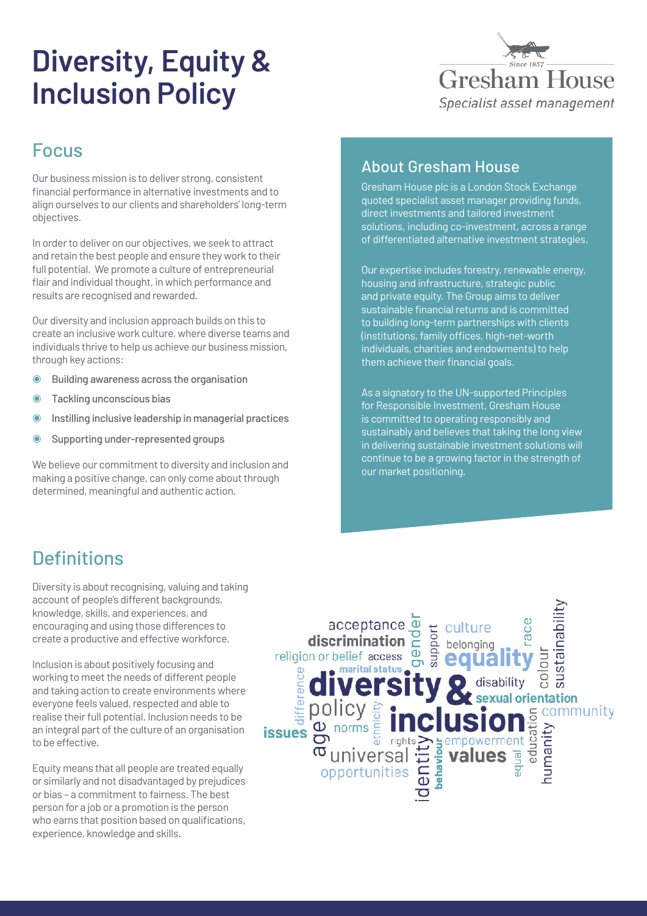# Diversity, Equity & Inclusion Policy

Since 1857
Gresham House
*Specialist asset management*

## Focus

Our business mission is to deliver strong, consistent financial performance in alternative investments and to align ourselves to our clients and shareholders' long-term objectives.

In order to deliver on our objectives, we seek to attract and retain the best people and ensure they work to their full potential. We promote a culture of entrepreneurial flair and individual thought, in which performance and results are recognised and rewarded.

Our diversity and inclusion approach builds on this to create an inclusive work culture, where diverse teams and individuals thrive to help us achieve our business mission, through key actions:

- Building awareness across the organisation
- Tackling unconscious bias
- Instilling inclusive leadership in managerial practices
- Supporting under-represented groups

We believe our commitment to diversity and inclusion and making a positive change, can only come about through determined, meaningful and authentic action.

## About Gresham House

Gresham House plc is a London Stock Exchange quoted specialist asset manager providing funds, direct investments and tailored investment solutions, including co-investment, across a range of differentiated alternative investment strategies.

Our expertise includes forestry, renewable energy, housing and infrastructure, strategic public and private equity. The Group aims to deliver sustainable financial returns and is committed to building long-term partnerships with clients (institutions, family offices, high-net-worth individuals, charities and endowments) to help them achieve their financial goals.

As a signatory to the UN-supported Principles for Responsible Investment, Gresham House is committed to operating responsibly and sustainably and believes that taking the long view in delivering sustainable investment solutions will continue to be a growing factor in the strength of our market positioning.

## Definitions

Diversity is about recognising, valuing and taking account of people's different backgrounds, knowledge, skills, and experiences, and encouraging and using those differences to create a productive and effective workforce.

Inclusion is about positively focusing and working to meet the needs of different people and taking action to create environments where everyone feels valued, respected and able to realise their full potential. Inclusion needs to be an integral part of the culture of an organisation to be effective.

Equity means that all people are treated equally or similarly and not disadvantaged by prejudices or bias – a commitment to fairness. The best person for a job or a promotion is the person who earns that position based on qualifications, experience, knowledge and skills.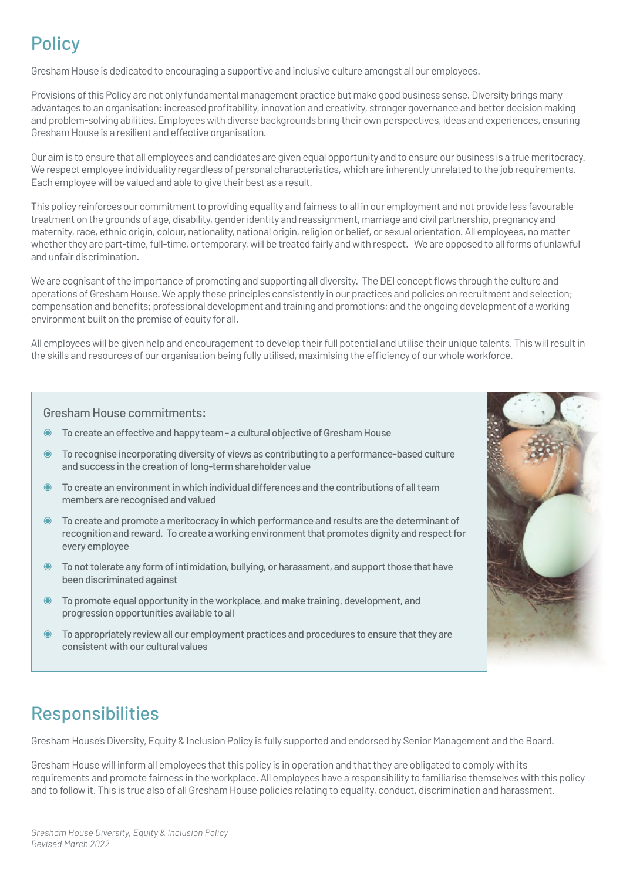# Policy

Gresham House is dedicated to encouraging a supportive and inclusive culture amongst all our employees.

Provisions of this Policy are not only fundamental management practice but make good business sense. Diversity brings many advantages to an organisation: increased profitability, innovation and creativity, stronger governance and better decision making and problem-solving abilities. Employees with diverse backgrounds bring their own perspectives, ideas and experiences, ensuring Gresham House is a resilient and effective organisation.

Our aim is to ensure that all employees and candidates are given equal opportunity and to ensure our business is a true meritocracy. We respect employee individuality regardless of personal characteristics, which are inherently unrelated to the job requirements. Each employee will be valued and able to give their best as a result.

This policy reinforces our commitment to providing equality and fairness to all in our employment and not provide less favourable treatment on the grounds of age, disability, gender identity and reassignment, marriage and civil partnership, pregnancy and maternity, race, ethnic origin, colour, nationality, national origin, religion or belief, or sexual orientation. All employees, no matter whether they are part-time, full-time, or temporary, will be treated fairly and with respect. We are opposed to all forms of unlawful and unfair discrimination.

We are cognisant of the importance of promoting and supporting all diversity. The DEI concept flows through the culture and operations of Gresham House. We apply these principles consistently in our practices and policies on recruitment and selection; compensation and benefits; professional development and training and promotions; and the ongoing development of a working environment built on the premise of equity for all.

All employees will be given help and encouragement to develop their full potential and utilise their unique talents. This will result in the skills and resources of our organisation being fully utilised, maximising the efficiency of our whole workforce.

### Gresham House commitments:

- To create an effective and happy team - a cultural objective of Gresham House
- To recognise incorporating diversity of views as contributing to a performance-based culture and success in the creation of long-term shareholder value
- To create an environment in which individual differences and the contributions of all team members are recognised and valued
- To create and promote a meritocracy in which performance and results are the determinant of recognition and reward. To create a working environment that promotes dignity and respect for every employee
- To not tolerate any form of intimidation, bullying, or harassment, and support those that have been discriminated against
- To promote equal opportunity in the workplace, and make training, development, and progression opportunities available to all
- To appropriately review all our employment practices and procedures to ensure that they are consistent with our cultural values

# Responsibilities

Gresham House's Diversity, Equity & Inclusion Policy is fully supported and endorsed by Senior Management and the Board.

Gresham House will inform all employees that this policy is in operation and that they are obligated to comply with its requirements and promote fairness in the workplace. All employees have a responsibility to familiarise themselves with this policy and to follow it. This is true also of all Gresham House policies relating to equality, conduct, discrimination and harassment.

*Gresham House Diversity, Equity & Inclusion Policy*
*Revised March 2022*